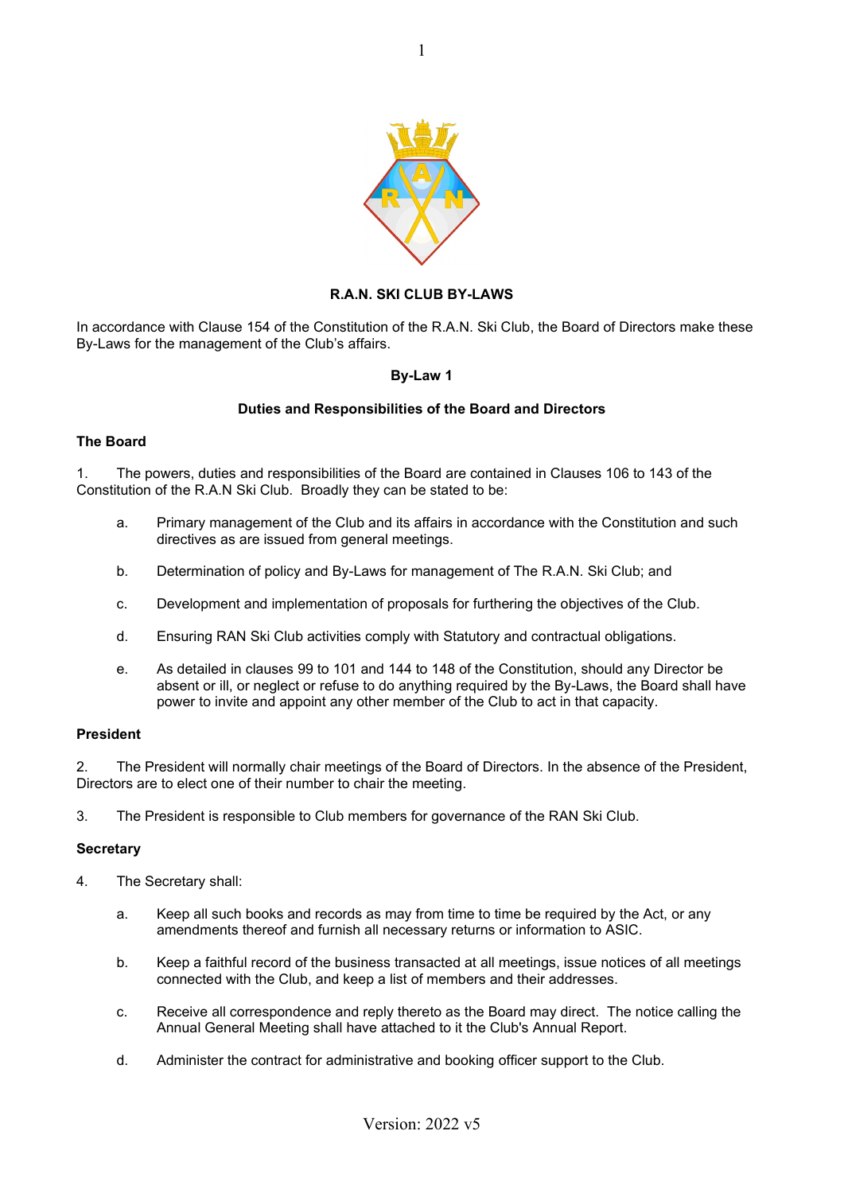# R.A.N. SKI CLUB BY-LAWS

In accordance with Clause 154 of the Constitution of the R.A.N. Ski Club, the Board of Directors make these By-Laws for the management of the Club's affairs.

## By-Law 1

## Duties and Responsibilities of the Board and Directors

### The Board

1. The powers, duties and responsibilities of the Board are contained in Clauses 106 to 143 of the Constitution of the R.A.N Ski Club. Broadly they can be stated to be:

   a. Primary management of the Club and its affairs in accordance with the Constitution and such directives as are issued from general meetings.

   b. Determination of policy and By-Laws for management of The R.A.N. Ski Club; and

   c. Development and implementation of proposals for furthering the objectives of the Club.

   d. Ensuring RAN Ski Club activities comply with Statutory and contractual obligations.

   e. As detailed in clauses 99 to 101 and 144 to 148 of the Constitution, should any Director be absent or ill, or neglect or refuse to do anything required by the By-Laws, the Board shall have power to invite and appoint any other member of the Club to act in that capacity.

### President

2. The President will normally chair meetings of the Board of Directors. In the absence of the President, Directors are to elect one of their number to chair the meeting.

3. The President is responsible to Club members for governance of the RAN Ski Club.

### Secretary

4. The Secretary shall:

   a. Keep all such books and records as may from time to time be required by the Act, or any amendments thereof and furnish all necessary returns or information to ASIC.

   b. Keep a faithful record of the business transacted at all meetings, issue notices of all meetings connected with the Club, and keep a list of members and their addresses.

   c. Receive all correspondence and reply thereto as the Board may direct. The notice calling the Annual General Meeting shall have attached to it the Club's Annual Report.

   d. Administer the contract for administrative and booking officer support to the Club.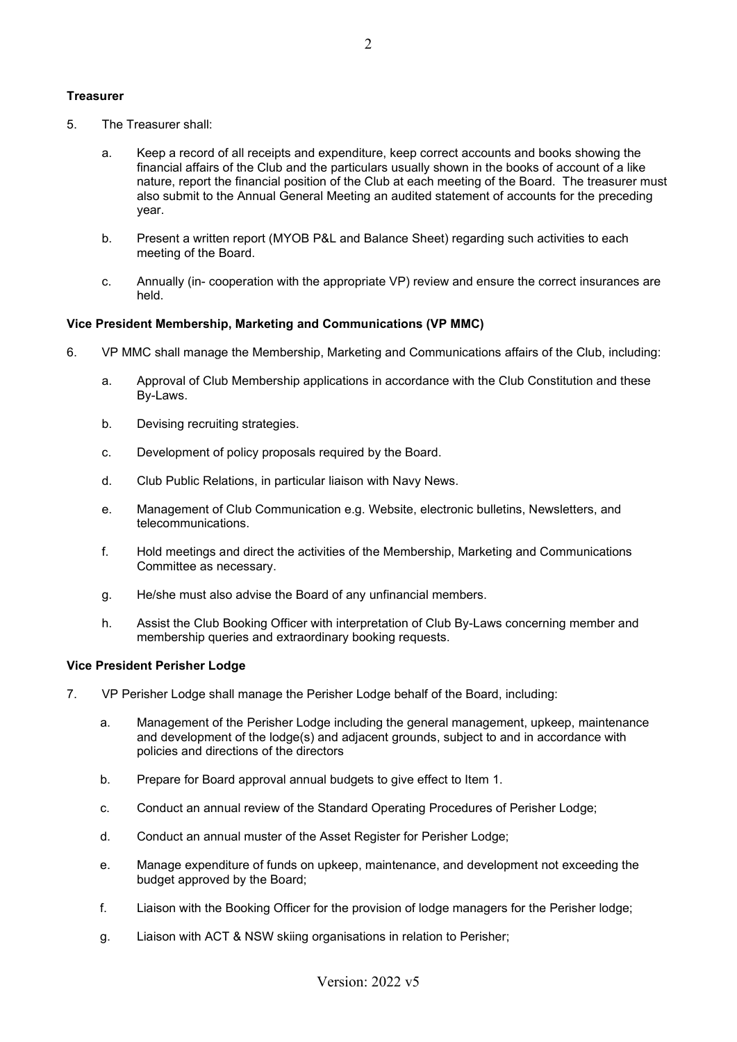**Treasurer**

5. The Treasurer shall:

   a. Keep a record of all receipts and expenditure, keep correct accounts and books showing the financial affairs of the Club and the particulars usually shown in the books of account of a like nature, report the financial position of the Club at each meeting of the Board. The treasurer must also submit to the Annual General Meeting an audited statement of accounts for the preceding year.

   b. Present a written report (MYOB P&L and Balance Sheet) regarding such activities to each meeting of the Board.

   c. Annually (in- cooperation with the appropriate VP) review and ensure the correct insurances are held.

**Vice President Membership, Marketing and Communications (VP MMC)**

6. VP MMC shall manage the Membership, Marketing and Communications affairs of the Club, including:

   a. Approval of Club Membership applications in accordance with the Club Constitution and these By-Laws.

   b. Devising recruiting strategies.

   c. Development of policy proposals required by the Board.

   d. Club Public Relations, in particular liaison with Navy News.

   e. Management of Club Communication e.g. Website, electronic bulletins, Newsletters, and telecommunications.

   f. Hold meetings and direct the activities of the Membership, Marketing and Communications Committee as necessary.

   g. He/she must also advise the Board of any unfinancial members.

   h. Assist the Club Booking Officer with interpretation of Club By-Laws concerning member and membership queries and extraordinary booking requests.

**Vice President Perisher Lodge**

7. VP Perisher Lodge shall manage the Perisher Lodge behalf of the Board, including:

   a. Management of the Perisher Lodge including the general management, upkeep, maintenance and development of the lodge(s) and adjacent grounds, subject to and in accordance with policies and directions of the directors

   b. Prepare for Board approval annual budgets to give effect to Item 1.

   c. Conduct an annual review of the Standard Operating Procedures of Perisher Lodge;

   d. Conduct an annual muster of the Asset Register for Perisher Lodge;

   e. Manage expenditure of funds on upkeep, maintenance, and development not exceeding the budget approved by the Board;

   f. Liaison with the Booking Officer for the provision of lodge managers for the Perisher lodge;

   g. Liaison with ACT & NSW skiing organisations in relation to Perisher;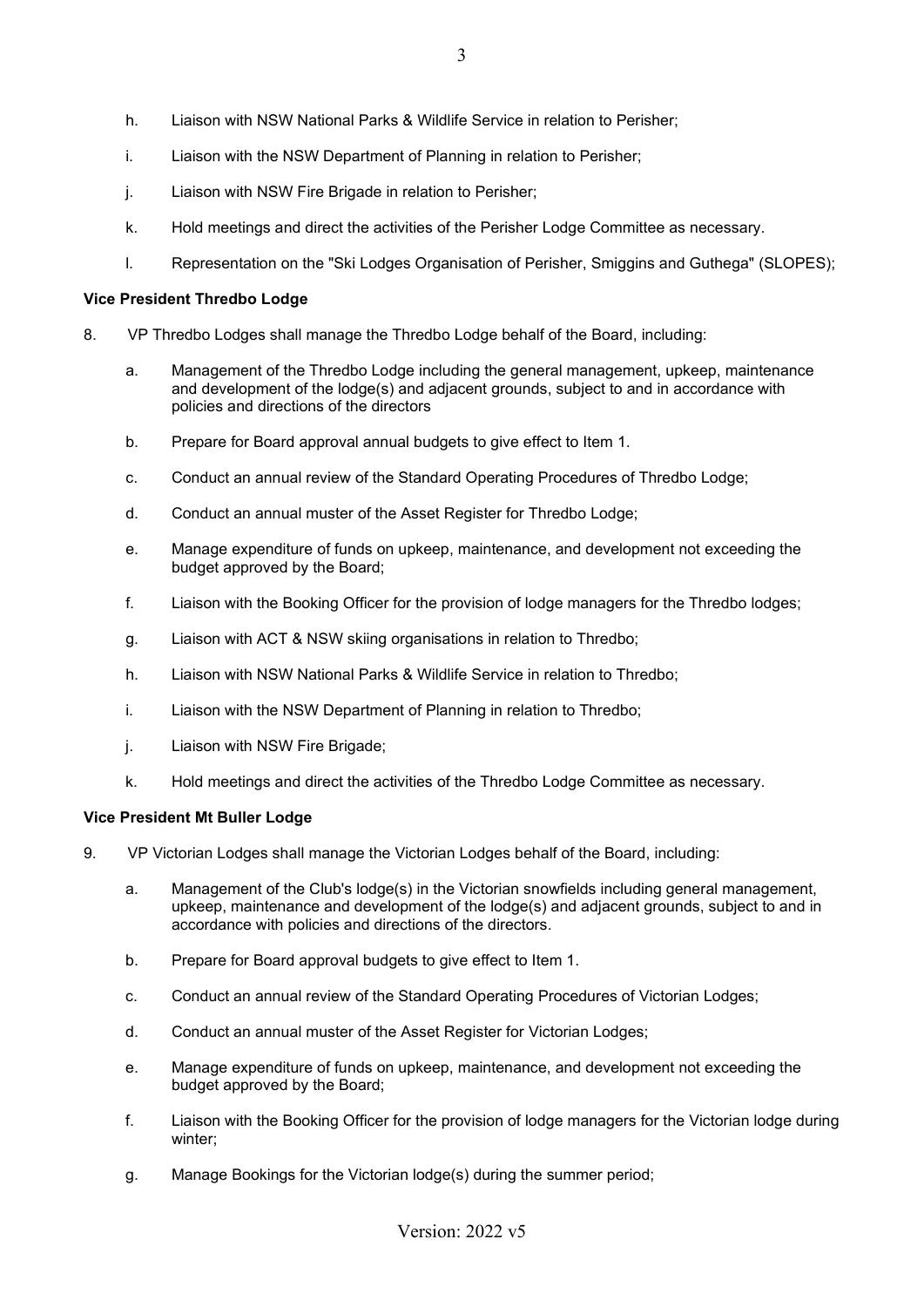h. Liaison with NSW National Parks & Wildlife Service in relation to Perisher;

i. Liaison with the NSW Department of Planning in relation to Perisher;

j. Liaison with NSW Fire Brigade in relation to Perisher;

k. Hold meetings and direct the activities of the Perisher Lodge Committee as necessary.

l. Representation on the "Ski Lodges Organisation of Perisher, Smiggins and Guthega" (SLOPES);

**Vice President Thredbo Lodge**

8. VP Thredbo Lodges shall manage the Thredbo Lodge behalf of the Board, including:

   a. Management of the Thredbo Lodge including the general management, upkeep, maintenance and development of the lodge(s) and adjacent grounds, subject to and in accordance with policies and directions of the directors

   b. Prepare for Board approval annual budgets to give effect to Item 1.

   c. Conduct an annual review of the Standard Operating Procedures of Thredbo Lodge;

   d. Conduct an annual muster of the Asset Register for Thredbo Lodge;

   e. Manage expenditure of funds on upkeep, maintenance, and development not exceeding the budget approved by the Board;

   f. Liaison with the Booking Officer for the provision of lodge managers for the Thredbo lodges;

   g. Liaison with ACT & NSW skiing organisations in relation to Thredbo;

   h. Liaison with NSW National Parks & Wildlife Service in relation to Thredbo;

   i. Liaison with the NSW Department of Planning in relation to Thredbo;

   j. Liaison with NSW Fire Brigade;

   k. Hold meetings and direct the activities of the Thredbo Lodge Committee as necessary.

**Vice President Mt Buller Lodge**

9. VP Victorian Lodges shall manage the Victorian Lodges behalf of the Board, including:

   a. Management of the Club's lodge(s) in the Victorian snowfields including general management, upkeep, maintenance and development of the lodge(s) and adjacent grounds, subject to and in accordance with policies and directions of the directors.

   b. Prepare for Board approval budgets to give effect to Item 1.

   c. Conduct an annual review of the Standard Operating Procedures of Victorian Lodges;

   d. Conduct an annual muster of the Asset Register for Victorian Lodges;

   e. Manage expenditure of funds on upkeep, maintenance, and development not exceeding the budget approved by the Board;

   f. Liaison with the Booking Officer for the provision of lodge managers for the Victorian lodge during winter;

   g. Manage Bookings for the Victorian lodge(s) during the summer period;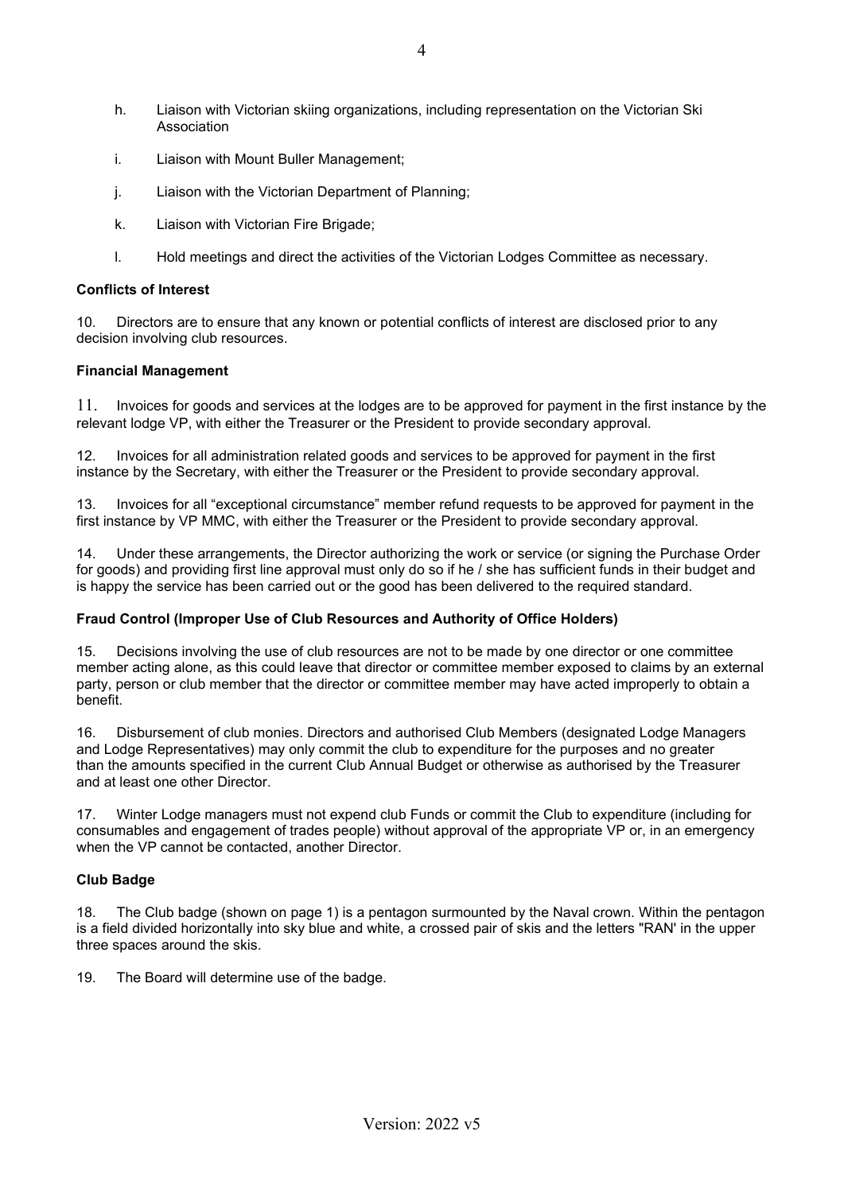h. Liaison with Victorian skiing organizations, including representation on the Victorian Ski Association

i. Liaison with Mount Buller Management;

j. Liaison with the Victorian Department of Planning;

k. Liaison with Victorian Fire Brigade;

l. Hold meetings and direct the activities of the Victorian Lodges Committee as necessary.

**Conflicts of Interest**

10. Directors are to ensure that any known or potential conflicts of interest are disclosed prior to any decision involving club resources.

**Financial Management**

11. Invoices for goods and services at the lodges are to be approved for payment in the first instance by the relevant lodge VP, with either the Treasurer or the President to provide secondary approval.

12. Invoices for all administration related goods and services to be approved for payment in the first instance by the Secretary, with either the Treasurer or the President to provide secondary approval.

13. Invoices for all "exceptional circumstance" member refund requests to be approved for payment in the first instance by VP MMC, with either the Treasurer or the President to provide secondary approval.

14. Under these arrangements, the Director authorizing the work or service (or signing the Purchase Order for goods) and providing first line approval must only do so if he / she has sufficient funds in their budget and is happy the service has been carried out or the good has been delivered to the required standard.

**Fraud Control (Improper Use of Club Resources and Authority of Office Holders)**

15. Decisions involving the use of club resources are not to be made by one director or one committee member acting alone, as this could leave that director or committee member exposed to claims by an external party, person or club member that the director or committee member may have acted improperly to obtain a benefit.

16. Disbursement of club monies. Directors and authorised Club Members (designated Lodge Managers and Lodge Representatives) may only commit the club to expenditure for the purposes and no greater than the amounts specified in the current Club Annual Budget or otherwise as authorised by the Treasurer and at least one other Director.

17. Winter Lodge managers must not expend club Funds or commit the Club to expenditure (including for consumables and engagement of trades people) without approval of the appropriate VP or, in an emergency when the VP cannot be contacted, another Director.

**Club Badge**

18. The Club badge (shown on page 1) is a pentagon surmounted by the Naval crown. Within the pentagon is a field divided horizontally into sky blue and white, a crossed pair of skis and the letters "RAN' in the upper three spaces around the skis.

19. The Board will determine use of the badge.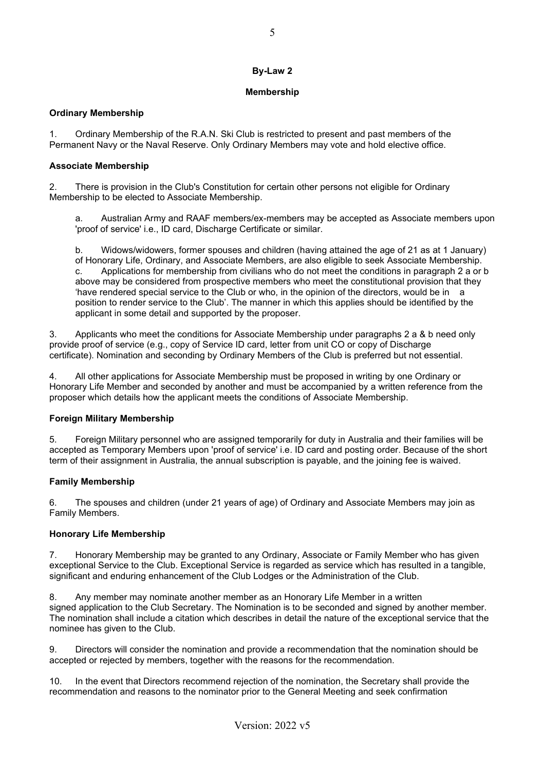## By-Law 2

### Membership

**Ordinary Membership**

1. Ordinary Membership of the R.A.N. Ski Club is restricted to present and past members of the Permanent Navy or the Naval Reserve. Only Ordinary Members may vote and hold elective office.

**Associate Membership**

2. There is provision in the Club's Constitution for certain other persons not eligible for Ordinary Membership to be elected to Associate Membership.

   a. Australian Army and RAAF members/ex-members may be accepted as Associate members upon 'proof of service' i.e., ID card, Discharge Certificate or similar.

   b. Widows/widowers, former spouses and children (having attained the age of 21 as at 1 January) of Honorary Life, Ordinary, and Associate Members, are also eligible to seek Associate Membership.

   c. Applications for membership from civilians who do not meet the conditions in paragraph 2 a or b above may be considered from prospective members who meet the constitutional provision that they 'have rendered special service to the Club or who, in the opinion of the directors, would be in a position to render service to the Club'. The manner in which this applies should be identified by the applicant in some detail and supported by the proposer.

3. Applicants who meet the conditions for Associate Membership under paragraphs 2 a & b need only provide proof of service (e.g., copy of Service ID card, letter from unit CO or copy of Discharge certificate). Nomination and seconding by Ordinary Members of the Club is preferred but not essential.

4. All other applications for Associate Membership must be proposed in writing by one Ordinary or Honorary Life Member and seconded by another and must be accompanied by a written reference from the proposer which details how the applicant meets the conditions of Associate Membership.

**Foreign Military Membership**

5. Foreign Military personnel who are assigned temporarily for duty in Australia and their families will be accepted as Temporary Members upon 'proof of service' i.e. ID card and posting order. Because of the short term of their assignment in Australia, the annual subscription is payable, and the joining fee is waived.

**Family Membership**

6. The spouses and children (under 21 years of age) of Ordinary and Associate Members may join as Family Members.

**Honorary Life Membership**

7. Honorary Membership may be granted to any Ordinary, Associate or Family Member who has given exceptional Service to the Club. Exceptional Service is regarded as service which has resulted in a tangible, significant and enduring enhancement of the Club Lodges or the Administration of the Club.

8. Any member may nominate another member as an Honorary Life Member in a written signed application to the Club Secretary. The Nomination is to be seconded and signed by another member. The nomination shall include a citation which describes in detail the nature of the exceptional service that the nominee has given to the Club.

9. Directors will consider the nomination and provide a recommendation that the nomination should be accepted or rejected by members, together with the reasons for the recommendation.

10. In the event that Directors recommend rejection of the nomination, the Secretary shall provide the recommendation and reasons to the nominator prior to the General Meeting and seek confirmation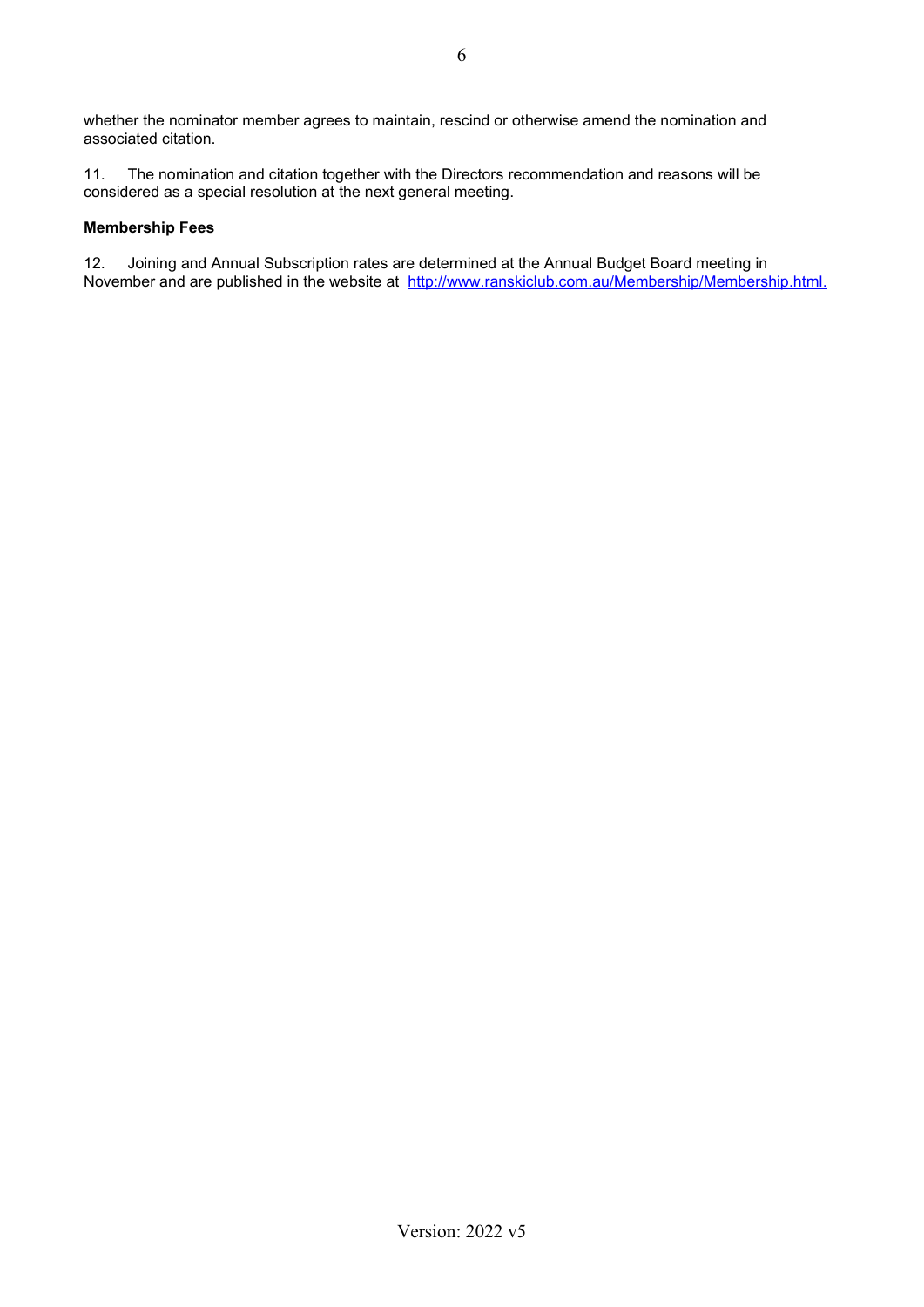whether the nominator member agrees to maintain, rescind or otherwise amend the nomination and associated citation.

11. The nomination and citation together with the Directors recommendation and reasons will be considered as a special resolution at the next general meeting.

**Membership Fees**

12. Joining and Annual Subscription rates are determined at the Annual Budget Board meeting in November and are published in the website at [http://www.ranskiclub.com.au/Membership/Membership.html.](http://www.ranskiclub.com.au/Membership/Membership.html)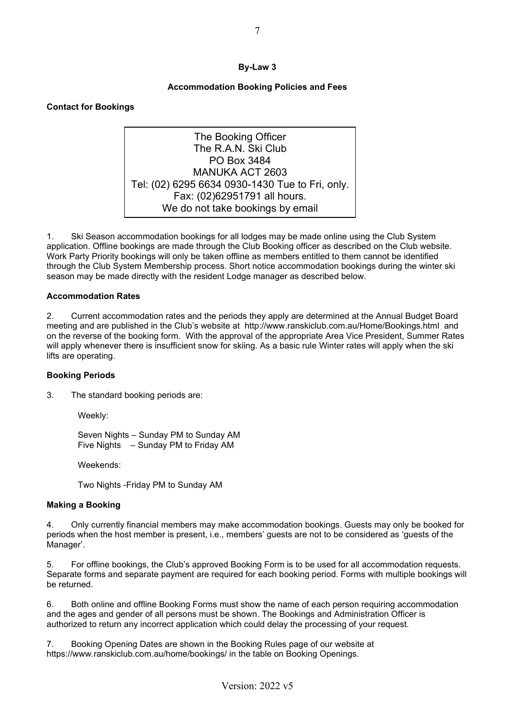**By-Law 3**

**Accommodation Booking Policies and Fees**

**Contact for Bookings**

The Booking Officer
The R.A.N. Ski Club
PO Box 3484
MANUKA ACT 2603
Tel: (02) 6295 6634 0930-1430 Tue to Fri, only.
Fax: (02)62951791 all hours.
We do not take bookings by email

1. Ski Season accommodation bookings for all lodges may be made online using the Club System application. Offline bookings are made through the Club Booking officer as described on the Club website. Work Party Priority bookings will only be taken offline as members entitled to them cannot be identified through the Club System Membership process. Short notice accommodation bookings during the winter ski season may be made directly with the resident Lodge manager as described below.

**Accommodation Rates**

2. Current accommodation rates and the periods they apply are determined at the Annual Budget Board meeting and are published in the Club's website at http://www.ranskiclub.com.au/Home/Bookings.html and on the reverse of the booking form. With the approval of the appropriate Area Vice President, Summer Rates will apply whenever there is insufficient snow for skiing. As a basic rule Winter rates will apply when the ski lifts are operating.

**Booking Periods**

3. The standard booking periods are:

Weekly:

Seven Nights – Sunday PM to Sunday AM
Five Nights – Sunday PM to Friday AM

Weekends:

Two Nights -Friday PM to Sunday AM

**Making a Booking**

4. Only currently financial members may make accommodation bookings. Guests may only be booked for periods when the host member is present, i.e., members' guests are not to be considered as 'guests of the Manager'.

5. For offline bookings, the Club's approved Booking Form is to be used for all accommodation requests. Separate forms and separate payment are required for each booking period. Forms with multiple bookings will be returned.

6. Both online and offline Booking Forms must show the name of each person requiring accommodation and the ages and gender of all persons must be shown. The Bookings and Administration Officer is authorized to return any incorrect application which could delay the processing of your request.

7. Booking Opening Dates are shown in the Booking Rules page of our website at https://www.ranskiclub.com.au/home/bookings/ in the table on Booking Openings.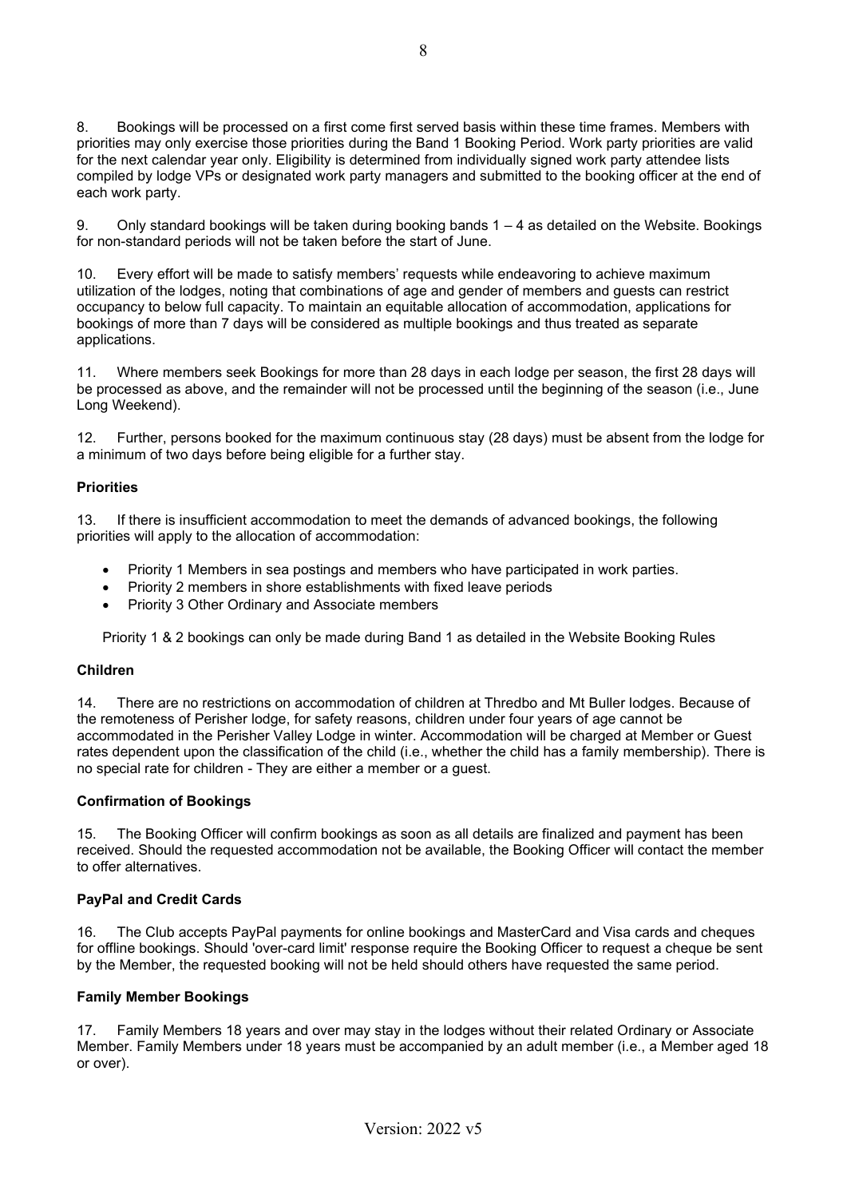8. Bookings will be processed on a first come first served basis within these time frames. Members with priorities may only exercise those priorities during the Band 1 Booking Period. Work party priorities are valid for the next calendar year only. Eligibility is determined from individually signed work party attendee lists compiled by lodge VPs or designated work party managers and submitted to the booking officer at the end of each work party.

9. Only standard bookings will be taken during booking bands 1 – 4 as detailed on the Website. Bookings for non-standard periods will not be taken before the start of June.

10. Every effort will be made to satisfy members' requests while endeavoring to achieve maximum utilization of the lodges, noting that combinations of age and gender of members and guests can restrict occupancy to below full capacity. To maintain an equitable allocation of accommodation, applications for bookings of more than 7 days will be considered as multiple bookings and thus treated as separate applications.

11. Where members seek Bookings for more than 28 days in each lodge per season, the first 28 days will be processed as above, and the remainder will not be processed until the beginning of the season (i.e., June Long Weekend).

12. Further, persons booked for the maximum continuous stay (28 days) must be absent from the lodge for a minimum of two days before being eligible for a further stay.

**Priorities**

13. If there is insufficient accommodation to meet the demands of advanced bookings, the following priorities will apply to the allocation of accommodation:

- Priority 1 Members in sea postings and members who have participated in work parties.
- Priority 2 members in shore establishments with fixed leave periods
- Priority 3 Other Ordinary and Associate members

Priority 1 & 2 bookings can only be made during Band 1 as detailed in the Website Booking Rules

**Children**

14. There are no restrictions on accommodation of children at Thredbo and Mt Buller lodges. Because of the remoteness of Perisher lodge, for safety reasons, children under four years of age cannot be accommodated in the Perisher Valley Lodge in winter. Accommodation will be charged at Member or Guest rates dependent upon the classification of the child (i.e., whether the child has a family membership). There is no special rate for children - They are either a member or a guest.

**Confirmation of Bookings**

15. The Booking Officer will confirm bookings as soon as all details are finalized and payment has been received. Should the requested accommodation not be available, the Booking Officer will contact the member to offer alternatives.

**PayPal and Credit Cards**

16. The Club accepts PayPal payments for online bookings and MasterCard and Visa cards and cheques for offline bookings. Should 'over-card limit' response require the Booking Officer to request a cheque be sent by the Member, the requested booking will not be held should others have requested the same period.

**Family Member Bookings**

17. Family Members 18 years and over may stay in the lodges without their related Ordinary or Associate Member. Family Members under 18 years must be accompanied by an adult member (i.e., a Member aged 18 or over).

Version: 2022 v5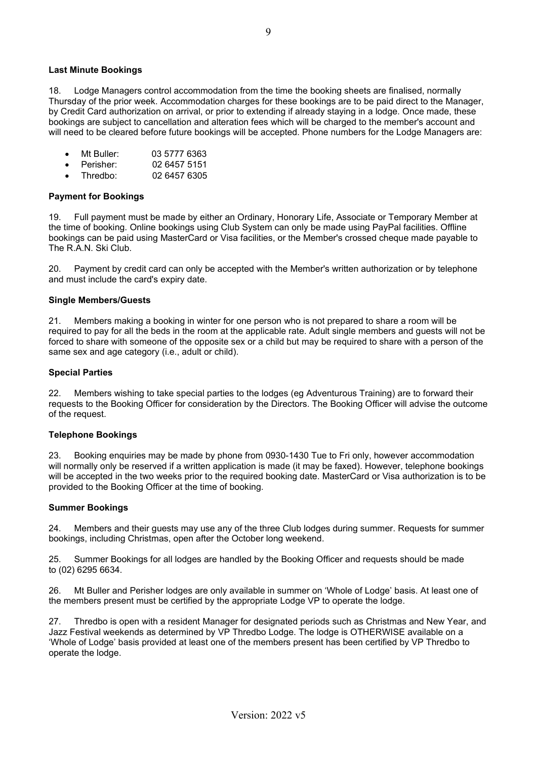### Last Minute Bookings

18. Lodge Managers control accommodation from the time the booking sheets are finalised, normally Thursday of the prior week. Accommodation charges for these bookings are to be paid direct to the Manager, by Credit Card authorization on arrival, or prior to extending if already staying in a lodge. Once made, these bookings are subject to cancellation and alteration fees which will be charged to the member's account and will need to be cleared before future bookings will be accepted. Phone numbers for the Lodge Managers are:

- Mt Buller: 03 5777 6363
- Perisher: 02 6457 5151
- Thredbo: 02 6457 6305

### Payment for Bookings

19. Full payment must be made by either an Ordinary, Honorary Life, Associate or Temporary Member at the time of booking. Online bookings using Club System can only be made using PayPal facilities. Offline bookings can be paid using MasterCard or Visa facilities, or the Member's crossed cheque made payable to The R.A.N. Ski Club.

20. Payment by credit card can only be accepted with the Member's written authorization or by telephone and must include the card's expiry date.

### Single Members/Guests

21. Members making a booking in winter for one person who is not prepared to share a room will be required to pay for all the beds in the room at the applicable rate. Adult single members and guests will not be forced to share with someone of the opposite sex or a child but may be required to share with a person of the same sex and age category (i.e., adult or child).

### Special Parties

22. Members wishing to take special parties to the lodges (eg Adventurous Training) are to forward their requests to the Booking Officer for consideration by the Directors. The Booking Officer will advise the outcome of the request.

### Telephone Bookings

23. Booking enquiries may be made by phone from 0930-1430 Tue to Fri only, however accommodation will normally only be reserved if a written application is made (it may be faxed). However, telephone bookings will be accepted in the two weeks prior to the required booking date. MasterCard or Visa authorization is to be provided to the Booking Officer at the time of booking.

### Summer Bookings

24. Members and their guests may use any of the three Club lodges during summer. Requests for summer bookings, including Christmas, open after the October long weekend.

25. Summer Bookings for all lodges are handled by the Booking Officer and requests should be made to (02) 6295 6634.

26. Mt Buller and Perisher lodges are only available in summer on 'Whole of Lodge' basis. At least one of the members present must be certified by the appropriate Lodge VP to operate the lodge.

27. Thredbo is open with a resident Manager for designated periods such as Christmas and New Year, and Jazz Festival weekends as determined by VP Thredbo Lodge. The lodge is OTHERWISE available on a 'Whole of Lodge' basis provided at least one of the members present has been certified by VP Thredbo to operate the lodge.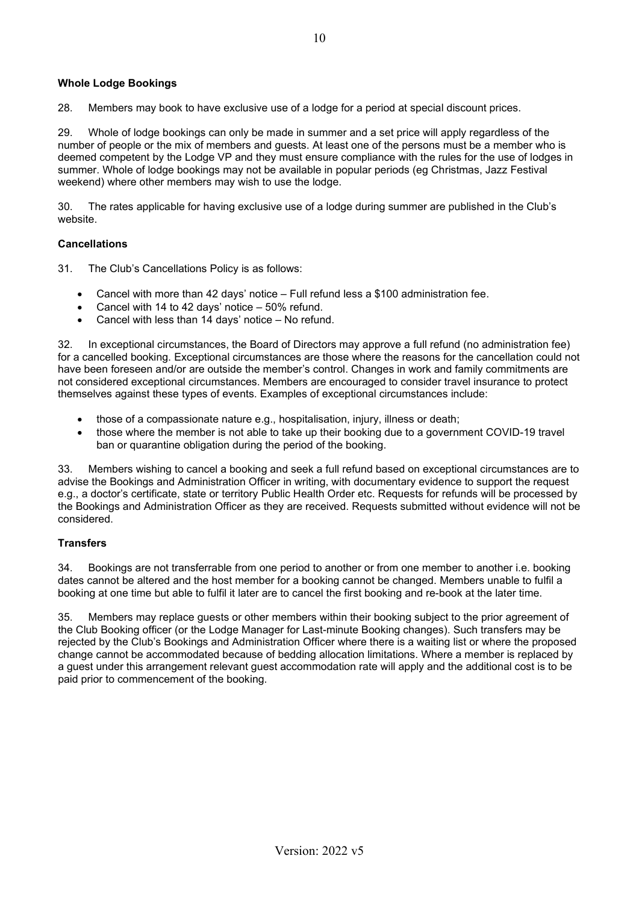### Whole Lodge Bookings

28. Members may book to have exclusive use of a lodge for a period at special discount prices.

29. Whole of lodge bookings can only be made in summer and a set price will apply regardless of the number of people or the mix of members and guests. At least one of the persons must be a member who is deemed competent by the Lodge VP and they must ensure compliance with the rules for the use of lodges in summer. Whole of lodge bookings may not be available in popular periods (eg Christmas, Jazz Festival weekend) where other members may wish to use the lodge.

30. The rates applicable for having exclusive use of a lodge during summer are published in the Club's website.

### Cancellations

31. The Club's Cancellations Policy is as follows:

- Cancel with more than 42 days' notice – Full refund less a $100 administration fee.
- Cancel with 14 to 42 days' notice – 50% refund.
- Cancel with less than 14 days' notice – No refund.

32. In exceptional circumstances, the Board of Directors may approve a full refund (no administration fee) for a cancelled booking. Exceptional circumstances are those where the reasons for the cancellation could not have been foreseen and/or are outside the member's control. Changes in work and family commitments are not considered exceptional circumstances. Members are encouraged to consider travel insurance to protect themselves against these types of events. Examples of exceptional circumstances include:

- those of a compassionate nature e.g., hospitalisation, injury, illness or death;
- those where the member is not able to take up their booking due to a government COVID-19 travel ban or quarantine obligation during the period of the booking.

33. Members wishing to cancel a booking and seek a full refund based on exceptional circumstances are to advise the Bookings and Administration Officer in writing, with documentary evidence to support the request e.g., a doctor's certificate, state or territory Public Health Order etc. Requests for refunds will be processed by the Bookings and Administration Officer as they are received. Requests submitted without evidence will not be considered.

### Transfers

34. Bookings are not transferrable from one period to another or from one member to another i.e. booking dates cannot be altered and the host member for a booking cannot be changed. Members unable to fulfil a booking at one time but able to fulfil it later are to cancel the first booking and re-book at the later time.

35. Members may replace guests or other members within their booking subject to the prior agreement of the Club Booking officer (or the Lodge Manager for Last-minute Booking changes). Such transfers may be rejected by the Club's Bookings and Administration Officer where there is a waiting list or where the proposed change cannot be accommodated because of bedding allocation limitations. Where a member is replaced by a guest under this arrangement relevant guest accommodation rate will apply and the additional cost is to be paid prior to commencement of the booking.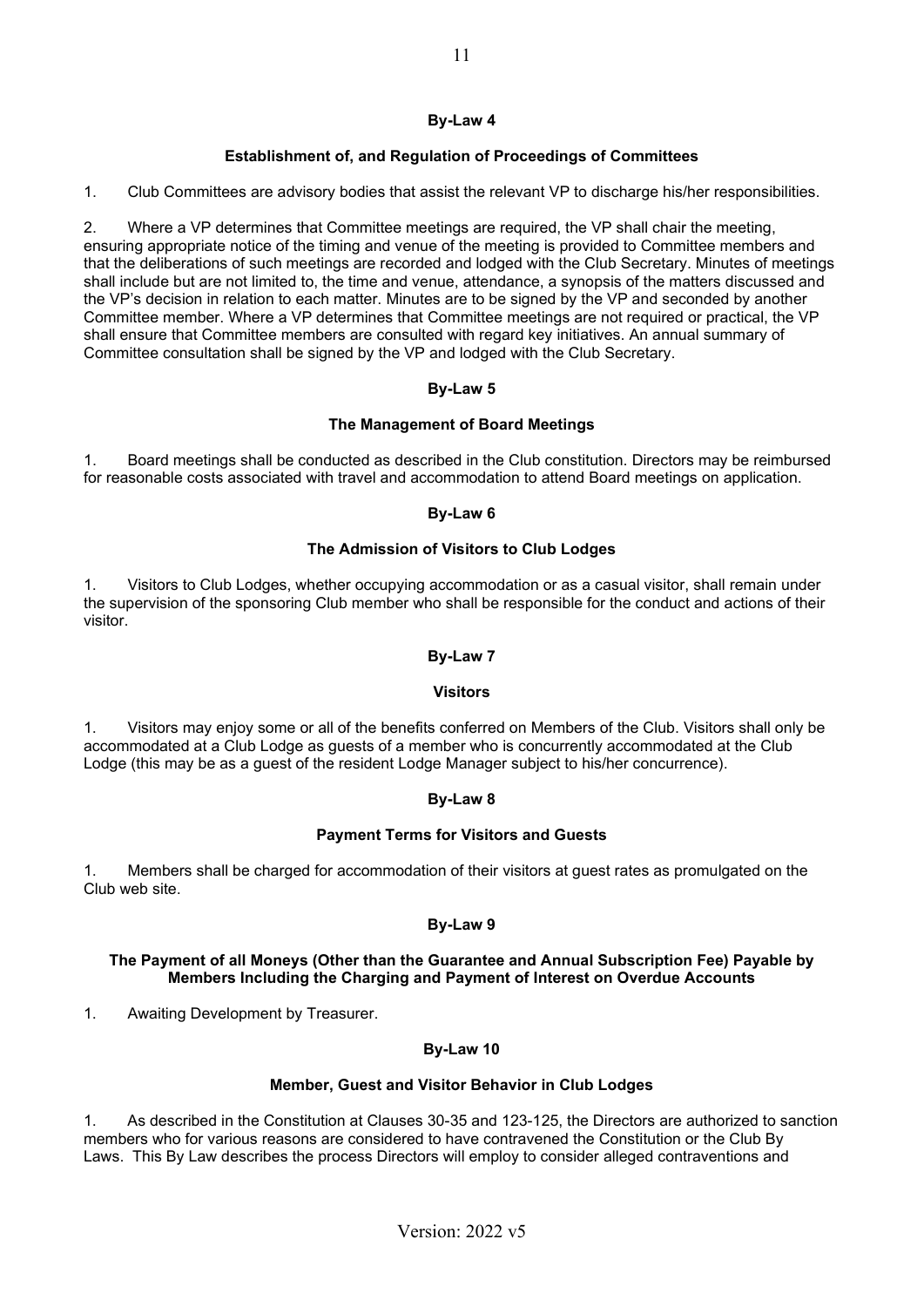## By-Law 4

### Establishment of, and Regulation of Proceedings of Committees

1. Club Committees are advisory bodies that assist the relevant VP to discharge his/her responsibilities.

2. Where a VP determines that Committee meetings are required, the VP shall chair the meeting, ensuring appropriate notice of the timing and venue of the meeting is provided to Committee members and that the deliberations of such meetings are recorded and lodged with the Club Secretary. Minutes of meetings shall include but are not limited to, the time and venue, attendance, a synopsis of the matters discussed and the VP's decision in relation to each matter. Minutes are to be signed by the VP and seconded by another Committee member. Where a VP determines that Committee meetings are not required or practical, the VP shall ensure that Committee members are consulted with regard key initiatives. An annual summary of Committee consultation shall be signed by the VP and lodged with the Club Secretary.

## By-Law 5

### The Management of Board Meetings

1. Board meetings shall be conducted as described in the Club constitution. Directors may be reimbursed for reasonable costs associated with travel and accommodation to attend Board meetings on application.

## By-Law 6

### The Admission of Visitors to Club Lodges

1. Visitors to Club Lodges, whether occupying accommodation or as a casual visitor, shall remain under the supervision of the sponsoring Club member who shall be responsible for the conduct and actions of their visitor.

## By-Law 7

### Visitors

1. Visitors may enjoy some or all of the benefits conferred on Members of the Club. Visitors shall only be accommodated at a Club Lodge as guests of a member who is concurrently accommodated at the Club Lodge (this may be as a guest of the resident Lodge Manager subject to his/her concurrence).

## By-Law 8

### Payment Terms for Visitors and Guests

1. Members shall be charged for accommodation of their visitors at guest rates as promulgated on the Club web site.

## By-Law 9

### The Payment of all Moneys (Other than the Guarantee and Annual Subscription Fee) Payable by Members Including the Charging and Payment of Interest on Overdue Accounts

1. Awaiting Development by Treasurer.

## By-Law 10

### Member, Guest and Visitor Behavior in Club Lodges

1. As described in the Constitution at Clauses 30-35 and 123-125, the Directors are authorized to sanction members who for various reasons are considered to have contravened the Constitution or the Club By Laws. This By Law describes the process Directors will employ to consider alleged contraventions and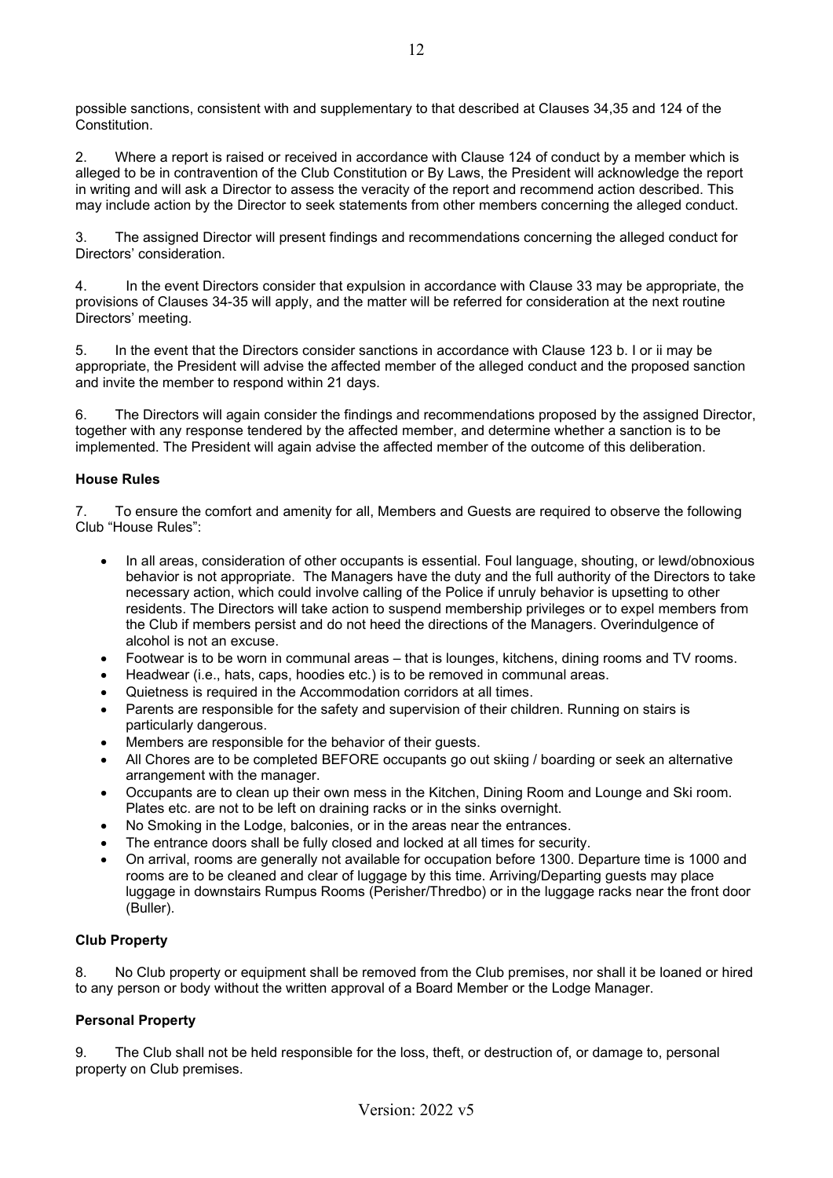possible sanctions, consistent with and supplementary to that described at Clauses 34,35 and 124 of the Constitution.

2. Where a report is raised or received in accordance with Clause 124 of conduct by a member which is alleged to be in contravention of the Club Constitution or By Laws, the President will acknowledge the report in writing and will ask a Director to assess the veracity of the report and recommend action described. This may include action by the Director to seek statements from other members concerning the alleged conduct.

3. The assigned Director will present findings and recommendations concerning the alleged conduct for Directors' consideration.

4. In the event Directors consider that expulsion in accordance with Clause 33 may be appropriate, the provisions of Clauses 34-35 will apply, and the matter will be referred for consideration at the next routine Directors' meeting.

5. In the event that the Directors consider sanctions in accordance with Clause 123 b. I or ii may be appropriate, the President will advise the affected member of the alleged conduct and the proposed sanction and invite the member to respond within 21 days.

6. The Directors will again consider the findings and recommendations proposed by the assigned Director, together with any response tendered by the affected member, and determine whether a sanction is to be implemented. The President will again advise the affected member of the outcome of this deliberation.

**House Rules**

7. To ensure the comfort and amenity for all, Members and Guests are required to observe the following Club "House Rules":

- In all areas, consideration of other occupants is essential. Foul language, shouting, or lewd/obnoxious behavior is not appropriate. The Managers have the duty and the full authority of the Directors to take necessary action, which could involve calling of the Police if unruly behavior is upsetting to other residents. The Directors will take action to suspend membership privileges or to expel members from the Club if members persist and do not heed the directions of the Managers. Overindulgence of alcohol is not an excuse.
- Footwear is to be worn in communal areas – that is lounges, kitchens, dining rooms and TV rooms.
- Headwear (i.e., hats, caps, hoodies etc.) is to be removed in communal areas.
- Quietness is required in the Accommodation corridors at all times.
- Parents are responsible for the safety and supervision of their children. Running on stairs is particularly dangerous.
- Members are responsible for the behavior of their guests.
- All Chores are to be completed BEFORE occupants go out skiing / boarding or seek an alternative arrangement with the manager.
- Occupants are to clean up their own mess in the Kitchen, Dining Room and Lounge and Ski room. Plates etc. are not to be left on draining racks or in the sinks overnight.
- No Smoking in the Lodge, balconies, or in the areas near the entrances.
- The entrance doors shall be fully closed and locked at all times for security.
- On arrival, rooms are generally not available for occupation before 1300. Departure time is 1000 and rooms are to be cleaned and clear of luggage by this time. Arriving/Departing guests may place luggage in downstairs Rumpus Rooms (Perisher/Thredbo) or in the luggage racks near the front door (Buller).

**Club Property**

8. No Club property or equipment shall be removed from the Club premises, nor shall it be loaned or hired to any person or body without the written approval of a Board Member or the Lodge Manager.

**Personal Property**

9. The Club shall not be held responsible for the loss, theft, or destruction of, or damage to, personal property on Club premises.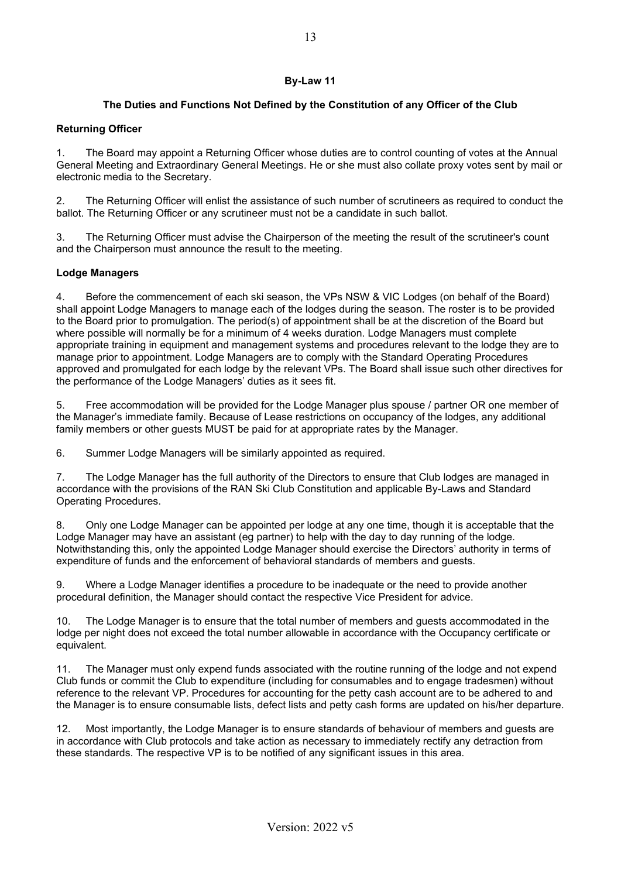## By-Law 11

### The Duties and Functions Not Defined by the Constitution of any Officer of the Club

**Returning Officer**

1. The Board may appoint a Returning Officer whose duties are to control counting of votes at the Annual General Meeting and Extraordinary General Meetings. He or she must also collate proxy votes sent by mail or electronic media to the Secretary.

2. The Returning Officer will enlist the assistance of such number of scrutineers as required to conduct the ballot. The Returning Officer or any scrutineer must not be a candidate in such ballot.

3. The Returning Officer must advise the Chairperson of the meeting the result of the scrutineer's count and the Chairperson must announce the result to the meeting.

**Lodge Managers**

4. Before the commencement of each ski season, the VPs NSW & VIC Lodges (on behalf of the Board) shall appoint Lodge Managers to manage each of the lodges during the season. The roster is to be provided to the Board prior to promulgation. The period(s) of appointment shall be at the discretion of the Board but where possible will normally be for a minimum of 4 weeks duration. Lodge Managers must complete appropriate training in equipment and management systems and procedures relevant to the lodge they are to manage prior to appointment. Lodge Managers are to comply with the Standard Operating Procedures approved and promulgated for each lodge by the relevant VPs. The Board shall issue such other directives for the performance of the Lodge Managers' duties as it sees fit.

5. Free accommodation will be provided for the Lodge Manager plus spouse / partner OR one member of the Manager's immediate family. Because of Lease restrictions on occupancy of the lodges, any additional family members or other guests MUST be paid for at appropriate rates by the Manager.

6. Summer Lodge Managers will be similarly appointed as required.

7. The Lodge Manager has the full authority of the Directors to ensure that Club lodges are managed in accordance with the provisions of the RAN Ski Club Constitution and applicable By-Laws and Standard Operating Procedures.

8. Only one Lodge Manager can be appointed per lodge at any one time, though it is acceptable that the Lodge Manager may have an assistant (eg partner) to help with the day to day running of the lodge. Notwithstanding this, only the appointed Lodge Manager should exercise the Directors' authority in terms of expenditure of funds and the enforcement of behavioral standards of members and guests.

9. Where a Lodge Manager identifies a procedure to be inadequate or the need to provide another procedural definition, the Manager should contact the respective Vice President for advice.

10. The Lodge Manager is to ensure that the total number of members and guests accommodated in the lodge per night does not exceed the total number allowable in accordance with the Occupancy certificate or equivalent.

11. The Manager must only expend funds associated with the routine running of the lodge and not expend Club funds or commit the Club to expenditure (including for consumables and to engage tradesmen) without reference to the relevant VP. Procedures for accounting for the petty cash account are to be adhered to and the Manager is to ensure consumable lists, defect lists and petty cash forms are updated on his/her departure.

12. Most importantly, the Lodge Manager is to ensure standards of behaviour of members and guests are in accordance with Club protocols and take action as necessary to immediately rectify any detraction from these standards. The respective VP is to be notified of any significant issues in this area.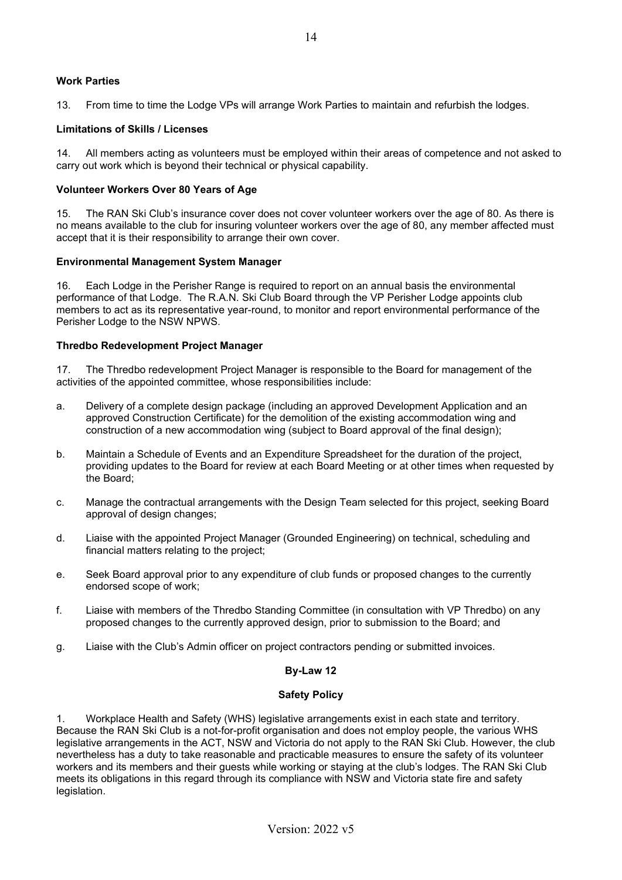**Work Parties**

13. From time to time the Lodge VPs will arrange Work Parties to maintain and refurbish the lodges.

**Limitations of Skills / Licenses**

14. All members acting as volunteers must be employed within their areas of competence and not asked to carry out work which is beyond their technical or physical capability.

**Volunteer Workers Over 80 Years of Age**

15. The RAN Ski Club's insurance cover does not cover volunteer workers over the age of 80. As there is no means available to the club for insuring volunteer workers over the age of 80, any member affected must accept that it is their responsibility to arrange their own cover.

**Environmental Management System Manager**

16. Each Lodge in the Perisher Range is required to report on an annual basis the environmental performance of that Lodge. The R.A.N. Ski Club Board through the VP Perisher Lodge appoints club members to act as its representative year-round, to monitor and report environmental performance of the Perisher Lodge to the NSW NPWS.

**Thredbo Redevelopment Project Manager**

17. The Thredbo redevelopment Project Manager is responsible to the Board for management of the activities of the appointed committee, whose responsibilities include:

a. Delivery of a complete design package (including an approved Development Application and an approved Construction Certificate) for the demolition of the existing accommodation wing and construction of a new accommodation wing (subject to Board approval of the final design);

b. Maintain a Schedule of Events and an Expenditure Spreadsheet for the duration of the project, providing updates to the Board for review at each Board Meeting or at other times when requested by the Board;

c. Manage the contractual arrangements with the Design Team selected for this project, seeking Board approval of design changes;

d. Liaise with the appointed Project Manager (Grounded Engineering) on technical, scheduling and financial matters relating to the project;

e. Seek Board approval prior to any expenditure of club funds or proposed changes to the currently endorsed scope of work;

f. Liaise with members of the Thredbo Standing Committee (in consultation with VP Thredbo) on any proposed changes to the currently approved design, prior to submission to the Board; and

g. Liaise with the Club's Admin officer on project contractors pending or submitted invoices.

## By-Law 12

### Safety Policy

1. Workplace Health and Safety (WHS) legislative arrangements exist in each state and territory. Because the RAN Ski Club is a not-for-profit organisation and does not employ people, the various WHS legislative arrangements in the ACT, NSW and Victoria do not apply to the RAN Ski Club. However, the club nevertheless has a duty to take reasonable and practicable measures to ensure the safety of its volunteer workers and its members and their guests while working or staying at the club's lodges. The RAN Ski Club meets its obligations in this regard through its compliance with NSW and Victoria state fire and safety legislation.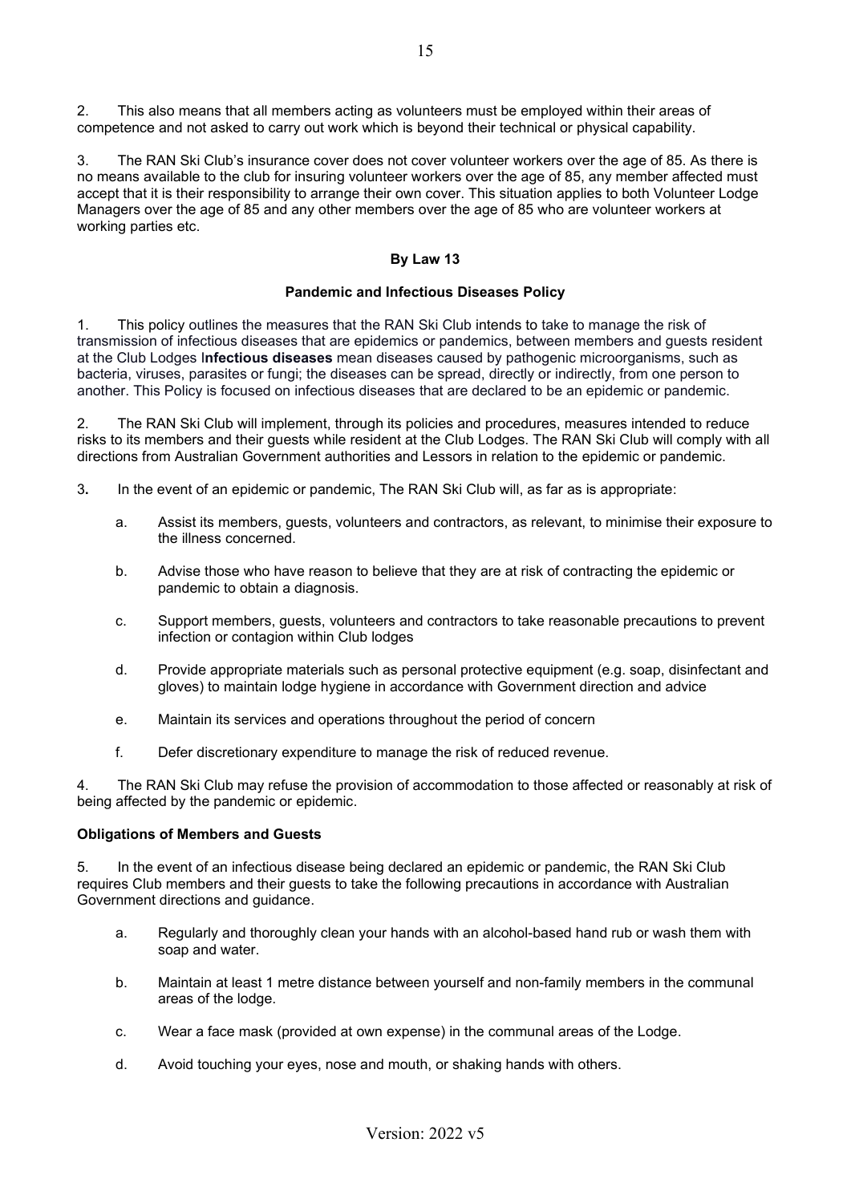2. This also means that all members acting as volunteers must be employed within their areas of competence and not asked to carry out work which is beyond their technical or physical capability.

3. The RAN Ski Club's insurance cover does not cover volunteer workers over the age of 85. As there is no means available to the club for insuring volunteer workers over the age of 85, any member affected must accept that it is their responsibility to arrange their own cover. This situation applies to both Volunteer Lodge Managers over the age of 85 and any other members over the age of 85 who are volunteer workers at working parties etc.

## By Law 13

### Pandemic and Infectious Diseases Policy

1. This policy outlines the measures that the RAN Ski Club intends to take to manage the risk of transmission of infectious diseases that are epidemics or pandemics, between members and guests resident at the Club Lodges I**nfectious diseases** mean diseases caused by pathogenic microorganisms, such as bacteria, viruses, parasites or fungi; the diseases can be spread, directly or indirectly, from one person to another. This Policy is focused on infectious diseases that are declared to be an epidemic or pandemic.

2. The RAN Ski Club will implement, through its policies and procedures, measures intended to reduce risks to its members and their guests while resident at the Club Lodges. The RAN Ski Club will comply with all directions from Australian Government authorities and Lessors in relation to the epidemic or pandemic.

3**.** In the event of an epidemic or pandemic, The RAN Ski Club will, as far as is appropriate:

  a. Assist its members, guests, volunteers and contractors, as relevant, to minimise their exposure to the illness concerned.

  b. Advise those who have reason to believe that they are at risk of contracting the epidemic or pandemic to obtain a diagnosis.

  c. Support members, guests, volunteers and contractors to take reasonable precautions to prevent infection or contagion within Club lodges

  d. Provide appropriate materials such as personal protective equipment (e.g. soap, disinfectant and gloves) to maintain lodge hygiene in accordance with Government direction and advice

  e. Maintain its services and operations throughout the period of concern

  f. Defer discretionary expenditure to manage the risk of reduced revenue.

4. The RAN Ski Club may refuse the provision of accommodation to those affected or reasonably at risk of being affected by the pandemic or epidemic.

**Obligations of Members and Guests**

5. In the event of an infectious disease being declared an epidemic or pandemic, the RAN Ski Club requires Club members and their guests to take the following precautions in accordance with Australian Government directions and guidance.

  a. Regularly and thoroughly clean your hands with an alcohol-based hand rub or wash them with soap and water.

  b. Maintain at least 1 metre distance between yourself and non-family members in the communal areas of the lodge.

  c. Wear a face mask (provided at own expense) in the communal areas of the Lodge.

  d. Avoid touching your eyes, nose and mouth, or shaking hands with others.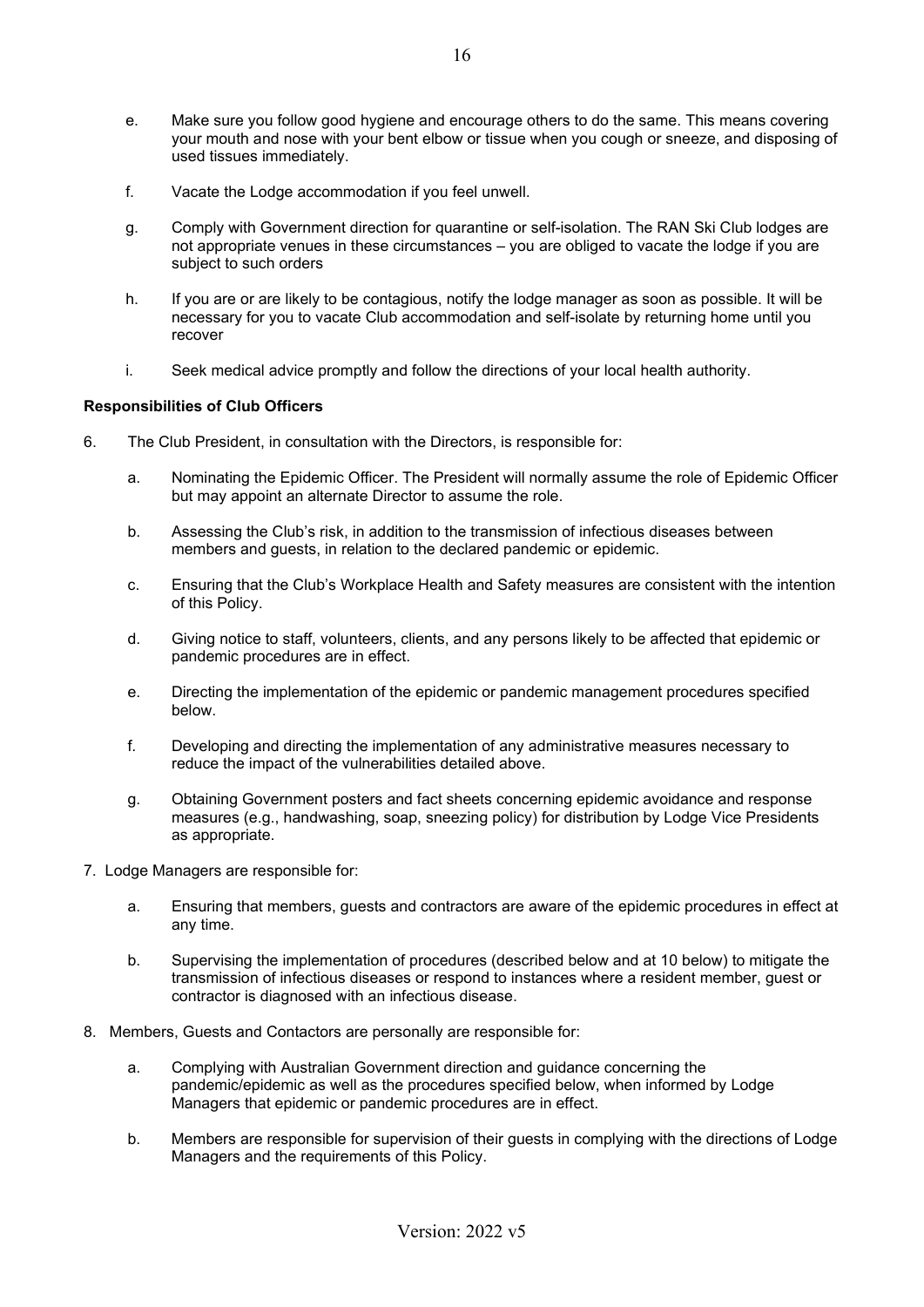e. Make sure you follow good hygiene and encourage others to do the same. This means covering your mouth and nose with your bent elbow or tissue when you cough or sneeze, and disposing of used tissues immediately.

f. Vacate the Lodge accommodation if you feel unwell.

g. Comply with Government direction for quarantine or self-isolation. The RAN Ski Club lodges are not appropriate venues in these circumstances – you are obliged to vacate the lodge if you are subject to such orders

h. If you are or are likely to be contagious, notify the lodge manager as soon as possible. It will be necessary for you to vacate Club accommodation and self-isolate by returning home until you recover

i. Seek medical advice promptly and follow the directions of your local health authority.

**Responsibilities of Club Officers**

6. The Club President, in consultation with the Directors, is responsible for:

   a. Nominating the Epidemic Officer. The President will normally assume the role of Epidemic Officer but may appoint an alternate Director to assume the role.

   b. Assessing the Club's risk, in addition to the transmission of infectious diseases between members and guests, in relation to the declared pandemic or epidemic.

   c. Ensuring that the Club's Workplace Health and Safety measures are consistent with the intention of this Policy.

   d. Giving notice to staff, volunteers, clients, and any persons likely to be affected that epidemic or pandemic procedures are in effect.

   e. Directing the implementation of the epidemic or pandemic management procedures specified below.

   f. Developing and directing the implementation of any administrative measures necessary to reduce the impact of the vulnerabilities detailed above.

   g. Obtaining Government posters and fact sheets concerning epidemic avoidance and response measures (e.g., handwashing, soap, sneezing policy) for distribution by Lodge Vice Presidents as appropriate.

7. Lodge Managers are responsible for:

   a. Ensuring that members, guests and contractors are aware of the epidemic procedures in effect at any time.

   b. Supervising the implementation of procedures (described below and at 10 below) to mitigate the transmission of infectious diseases or respond to instances where a resident member, guest or contractor is diagnosed with an infectious disease.

8. Members, Guests and Contactors are personally are responsible for:

   a. Complying with Australian Government direction and guidance concerning the pandemic/epidemic as well as the procedures specified below, when informed by Lodge Managers that epidemic or pandemic procedures are in effect.

   b. Members are responsible for supervision of their guests in complying with the directions of Lodge Managers and the requirements of this Policy.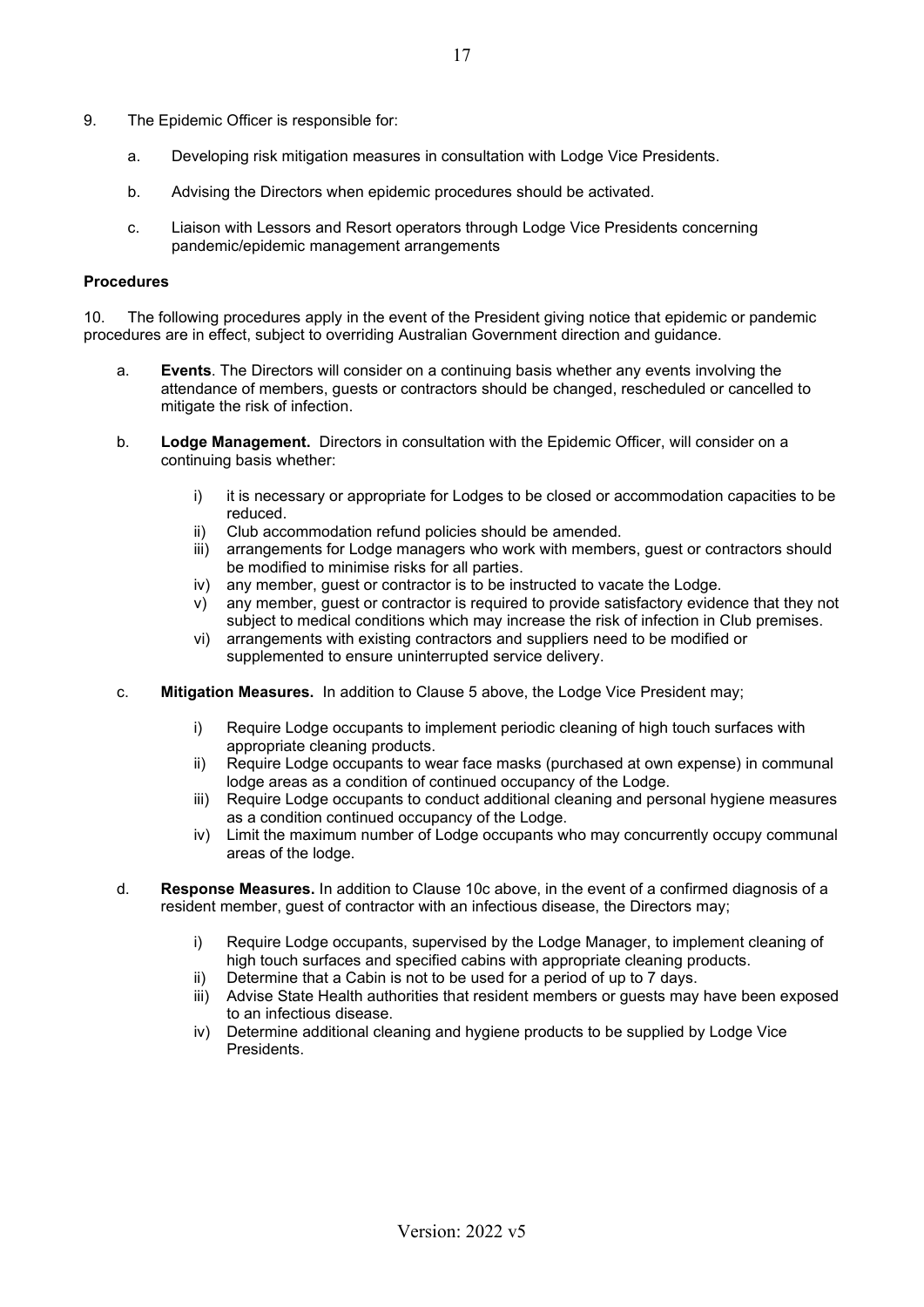9. The Epidemic Officer is responsible for:

    a. Developing risk mitigation measures in consultation with Lodge Vice Presidents.

    b. Advising the Directors when epidemic procedures should be activated.

    c. Liaison with Lessors and Resort operators through Lodge Vice Presidents concerning pandemic/epidemic management arrangements

**Procedures**

10. The following procedures apply in the event of the President giving notice that epidemic or pandemic procedures are in effect, subject to overriding Australian Government direction and guidance.

    a. **Events**. The Directors will consider on a continuing basis whether any events involving the attendance of members, guests or contractors should be changed, rescheduled or cancelled to mitigate the risk of infection.

    b. **Lodge Management.** Directors in consultation with the Epidemic Officer, will consider on a continuing basis whether:

        i) it is necessary or appropriate for Lodges to be closed or accommodation capacities to be reduced.
        ii) Club accommodation refund policies should be amended.
        iii) arrangements for Lodge managers who work with members, guest or contractors should be modified to minimise risks for all parties.
        iv) any member, guest or contractor is to be instructed to vacate the Lodge.
        v) any member, guest or contractor is required to provide satisfactory evidence that they not subject to medical conditions which may increase the risk of infection in Club premises.
        vi) arrangements with existing contractors and suppliers need to be modified or supplemented to ensure uninterrupted service delivery.

    c. **Mitigation Measures.** In addition to Clause 5 above, the Lodge Vice President may;

        i) Require Lodge occupants to implement periodic cleaning of high touch surfaces with appropriate cleaning products.
        ii) Require Lodge occupants to wear face masks (purchased at own expense) in communal lodge areas as a condition of continued occupancy of the Lodge.
        iii) Require Lodge occupants to conduct additional cleaning and personal hygiene measures as a condition continued occupancy of the Lodge.
        iv) Limit the maximum number of Lodge occupants who may concurrently occupy communal areas of the lodge.

    d. **Response Measures.** In addition to Clause 10c above, in the event of a confirmed diagnosis of a resident member, guest of contractor with an infectious disease, the Directors may;

        i) Require Lodge occupants, supervised by the Lodge Manager, to implement cleaning of high touch surfaces and specified cabins with appropriate cleaning products.
        ii) Determine that a Cabin is not to be used for a period of up to 7 days.
        iii) Advise State Health authorities that resident members or guests may have been exposed to an infectious disease.
        iv) Determine additional cleaning and hygiene products to be supplied by Lodge Vice Presidents.

Version: 2022 v5